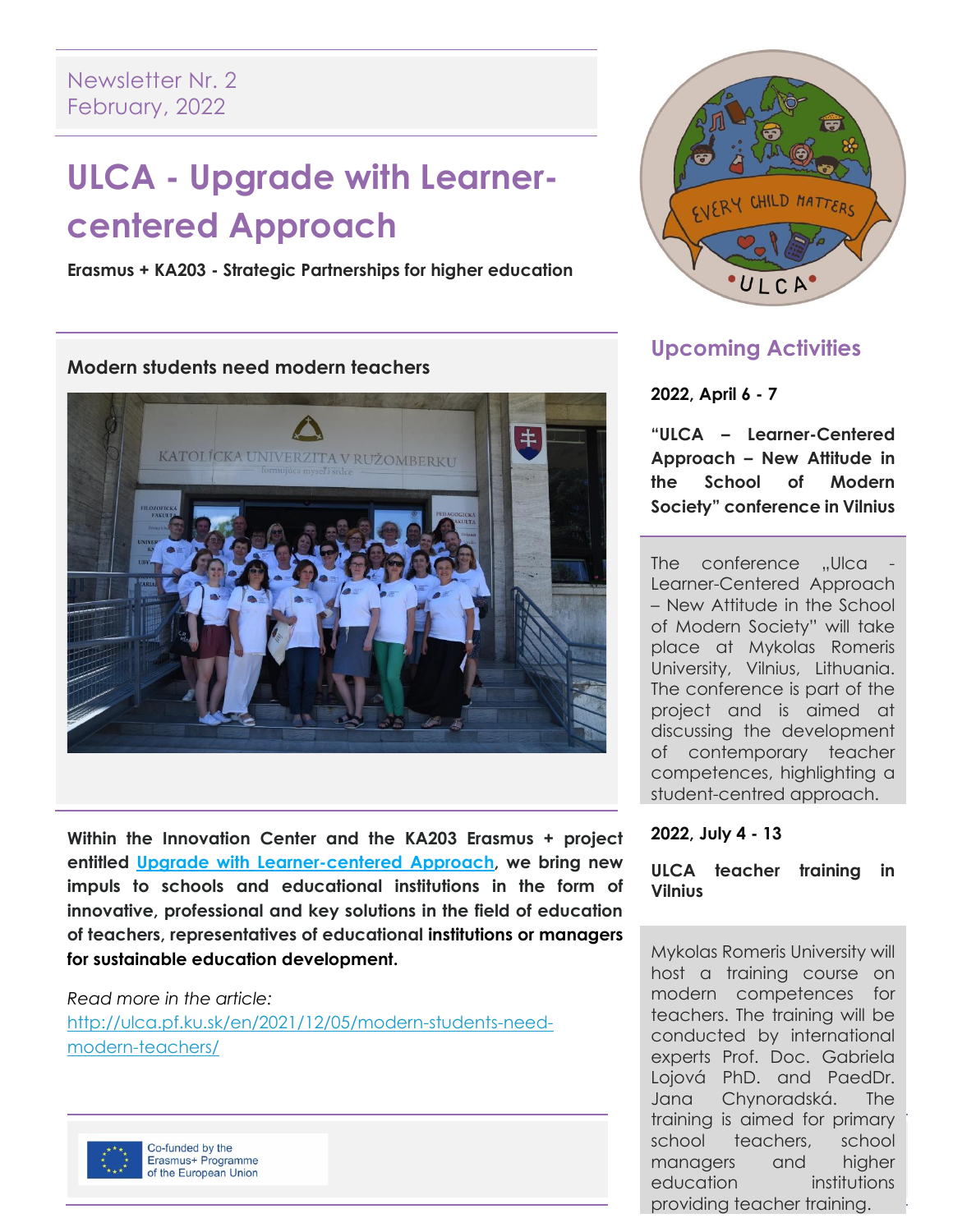Newsletter Nr. 2
February, 2022

# ULCA - Upgrade with Learner-centered Approach

**Erasmus + KA203 - Strategic Partnerships for higher education**

### Modern students need modern teachers

**Within the Innovation Center and the KA203 Erasmus + project entitled [Upgrade with Learner-centered Approach](http://ulca.pf.ku.sk), we bring new impuls to schools and educational institutions in the form of innovative, professional and key solutions in the field of education of teachers, representatives of educational institutions or managers for sustainable education development.**

*Read more in the article:*
[http://ulca.pf.ku.sk/en/2021/12/05/modern-students-need-modern-teachers/](http://ulca.pf.ku.sk/en/2021/12/05/modern-students-need-modern-teachers/)

Co-funded by the Erasmus+ Programme of the European Union

## Upcoming Activities

**2022, April 6 - 7**

**"ULCA – Learner-Centered Approach – New Attitude in the School of Modern Society" conference in Vilnius**

The conference „Ulca - Learner-Centered Approach – New Attitude in the School of Modern Society" will take place at Mykolas Romeris University, Vilnius, Lithuania. The conference is part of the project and is aimed at discussing the development of contemporary teacher competences, highlighting a student-centred approach.

**2022, July 4 - 13**

**ULCA teacher training in Vilnius**

Mykolas Romeris University will host a training course on modern competences for teachers. The training will be conducted by international experts Prof. Doc. Gabriela Lojová PhD. and PaedDr. Jana Chynoradská. The training is aimed for primary school teachers, school managers and higher education institutions providing teacher training.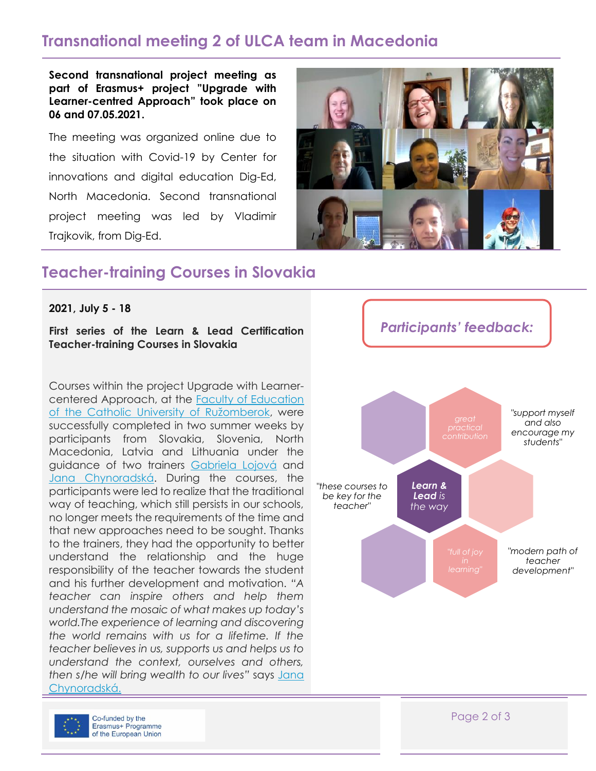## Transnational meeting 2 of ULCA team in Macedonia

**Second transnational project meeting as part of Erasmus+ project "Upgrade with Learner-centred Approach" took place on 06 and 07.05.2021.**

The meeting was organized online due to the situation with Covid-19 by Center for innovations and digital education Dig-Ed, North Macedonia. Second transnational project meeting was led by Vladimir Trajkovik, from Dig-Ed.

## Teacher-training Courses in Slovakia

**2021, July 5 - 18**

**First series of the Learn & Lead Certification Teacher-training Courses in Slovakia**

Courses within the project Upgrade with Learner-centered Approach, at the Faculty of Education of the Catholic University of Ružomberok, were successfully completed in two summer weeks by participants from Slovakia, Slovenia, North Macedonia, Latvia and Lithuania under the guidance of two trainers Gabriela Lojová and Jana Chynoradská. During the courses, the participants were led to realize that the traditional way of teaching, which still persists in our schools, no longer meets the requirements of the time and that new approaches need to be sought. Thanks to the trainers, they had the opportunity to better understand the relationship and the huge responsibility of the teacher towards the student and his further development and motivation. *"A teacher can inspire others and help them understand the mosaic of what makes up today's world.The experience of learning and discovering the world remains with us for a lifetime. If the teacher believes in us, supports us and helps us to understand the context, ourselves and others, then s/he will bring wealth to our lives"* says Jana Chynoradská.

*Participants' feedback:*

- great practical contribution
- *"support myself and also encourage my students"*
- *"these courses to be key for the teacher"*
- ***Learn & Lead** is the way*
- *"full of joy in learning"*
- *"modern path of teacher development"*

Co-funded by the Erasmus+ Programme of the European Union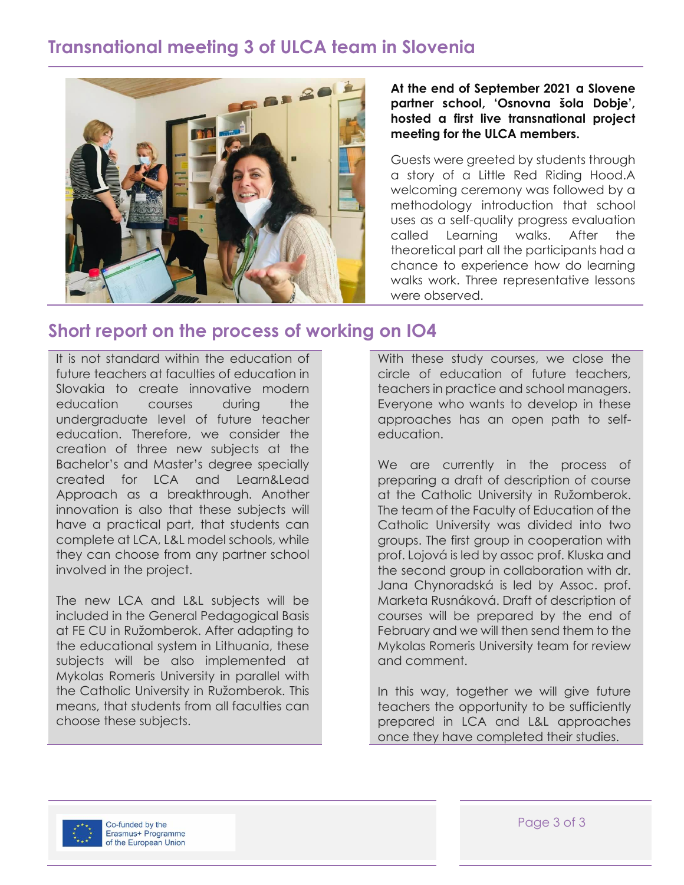## Transnational meeting 3 of ULCA team in Slovenia

**At the end of September 2021 a Slovene partner school, 'Osnovna šola Dobje', hosted a first live transnational project meeting for the ULCA members.**

Guests were greeted by students through a story of a Little Red Riding Hood.A welcoming ceremony was followed by a methodology introduction that school uses as a self-quality progress evaluation called Learning walks. After the theoretical part all the participants had a chance to experience how do learning walks work. Three representative lessons were observed.

## Short report on the process of working on IO4

It is not standard within the education of future teachers at faculties of education in Slovakia to create innovative modern education courses during the undergraduate level of future teacher education. Therefore, we consider the creation of three new subjects at the Bachelor's and Master's degree specially created for LCA and Learn&Lead Approach as a breakthrough. Another innovation is also that these subjects will have a practical part, that students can complete at LCA, L&L model schools, while they can choose from any partner school involved in the project.

The new LCA and L&L subjects will be included in the General Pedagogical Basis at FE CU in Ružomberok. After adapting to the educational system in Lithuania, these subjects will be also implemented at Mykolas Romeris University in parallel with the Catholic University in Ružomberok. This means, that students from all faculties can choose these subjects.

With these study courses, we close the circle of education of future teachers, teachers in practice and school managers. Everyone who wants to develop in these approaches has an open path to self-education.

We are currently in the process of preparing a draft of description of course at the Catholic University in Ružomberok. The team of the Faculty of Education of the Catholic University was divided into two groups. The first group in cooperation with prof. Lojová is led by assoc prof. Kluska and the second group in collaboration with dr. Jana Chynoradská is led by Assoc. prof. Marketa Rusnáková. Draft of description of courses will be prepared by the end of February and we will then send them to the Mykolas Romeris University team for review and comment.

In this way, together we will give future teachers the opportunity to be sufficiently prepared in LCA and L&L approaches once they have completed their studies.

Co-funded by the Erasmus+ Programme of the European Union